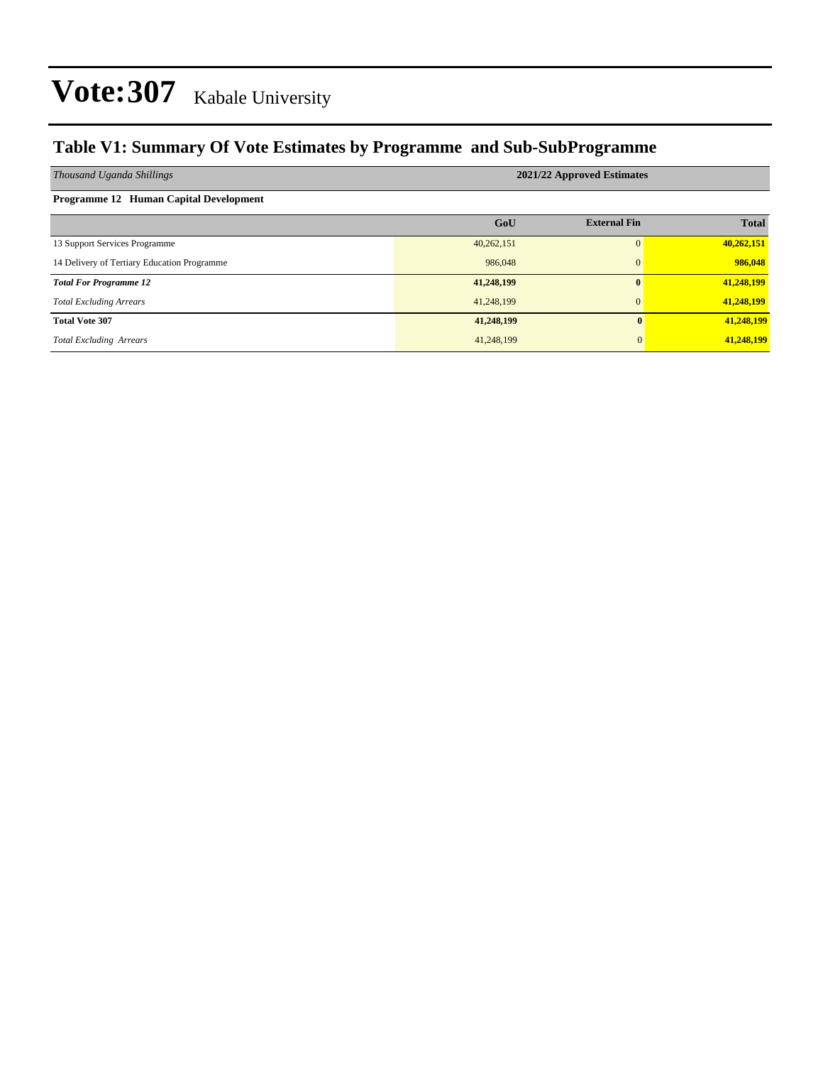# Vote:307 Kabale University

## Table V1: Summary Of Vote Estimates by Programme and Sub-SubProgramme

| *Thousand Uganda Shillings* | 2021/22 Approved Estimates | | |
|---|---|---|---|
| **Programme 12 Human Capital Development** | | | |
| | **GoU** | **External Fin** | **Total** |
| 13 Support Services Programme | 40,262,151 | 0 | **40,262,151** |
| 14 Delivery of Tertiary Education Programme | 986,048 | 0 | **986,048** |
| ***Total For Programme 12*** | **41,248,199** | **0** | **41,248,199** |
| *Total Excluding Arrears* | 41,248,199 | 0 | **41,248,199** |
| **Total Vote 307** | **41,248,199** | **0** | **41,248,199** |
| *Total Excluding Arrears* | 41,248,199 | 0 | **41,248,199** |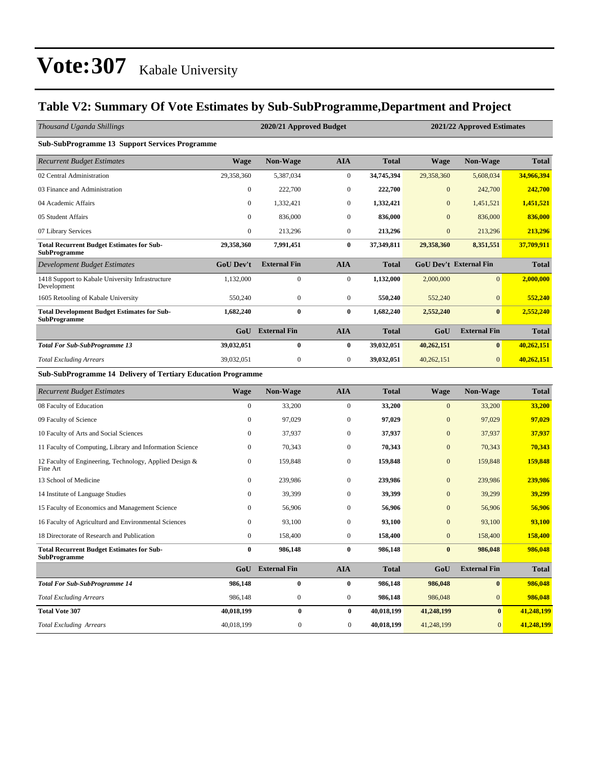# Vote:307 Kabale University

## Table V2: Summary Of Vote Estimates by Sub-SubProgramme,Department and Project

| *Thousand Uganda Shillings* | 2020/21 Approved Budget | | | | 2021/22 Approved Estimates | | |
|---|---|---|---|---|---|---|---|
| **Sub-SubProgramme 13 Support Services Programme** | | | | | | | |
| *Recurrent Budget Estimates* | **Wage** | **Non-Wage** | **AIA** | **Total** | **Wage** | **Non-Wage** | **Total** |
| 02 Central Administration | 29,358,360 | 5,387,034 | 0 | **34,745,394** | 29,358,360 | 5,608,034 | **34,966,394** |
| 03 Finance and Administration | 0 | 222,700 | 0 | **222,700** | 0 | 242,700 | **242,700** |
| 04 Academic Affairs | 0 | 1,332,421 | 0 | **1,332,421** | 0 | 1,451,521 | **1,451,521** |
| 05 Student Affairs | 0 | 836,000 | 0 | **836,000** | 0 | 836,000 | **836,000** |
| 07 Library Services | 0 | 213,296 | 0 | **213,296** | 0 | 213,296 | **213,296** |
| **Total Recurrent Budget Estimates for Sub-SubProgramme** | **29,358,360** | **7,991,451** | **0** | **37,349,811** | **29,358,360** | **8,351,551** | **37,709,911** |
| *Development Budget Estimates* | **GoU Dev't** | **External Fin** | **AIA** | **Total** | **GoU Dev't** | **External Fin** | **Total** |
| 1418 Support to Kabale University Infrastructure Development | 1,132,000 | 0 | 0 | **1,132,000** | 2,000,000 | 0 | **2,000,000** |
| 1605 Retooling of Kabale University | 550,240 | 0 | 0 | **550,240** | 552,240 | 0 | **552,240** |
| **Total Development Budget Estimates for Sub-SubProgramme** | **1,682,240** | **0** | **0** | **1,682,240** | **2,552,240** | **0** | **2,552,240** |
| | **GoU** | **External Fin** | **AIA** | **Total** | **GoU** | **External Fin** | **Total** |
| ***Total For Sub-SubProgramme 13*** | **39,032,051** | **0** | **0** | **39,032,051** | **40,262,151** | **0** | **40,262,151** |
| *Total Excluding Arrears* | 39,032,051 | 0 | 0 | **39,032,051** | 40,262,151 | 0 | **40,262,151** |
| **Sub-SubProgramme 14 Delivery of Tertiary Education Programme** | | | | | | | |
| *Recurrent Budget Estimates* | **Wage** | **Non-Wage** | **AIA** | **Total** | **Wage** | **Non-Wage** | **Total** |
| 08 Faculty of Education | 0 | 33,200 | 0 | **33,200** | 0 | 33,200 | **33,200** |
| 09 Faculty of Science | 0 | 97,029 | 0 | **97,029** | 0 | 97,029 | **97,029** |
| 10 Faculty of Arts and Social Sciences | 0 | 37,937 | 0 | **37,937** | 0 | 37,937 | **37,937** |
| 11 Faculty of Computing, Library and Information Science | 0 | 70,343 | 0 | **70,343** | 0 | 70,343 | **70,343** |
| 12 Faculty of Engineering, Technology, Applied Design & Fine Art | 0 | 159,848 | 0 | **159,848** | 0 | 159,848 | **159,848** |
| 13 School of Medicine | 0 | 239,986 | 0 | **239,986** | 0 | 239,986 | **239,986** |
| 14 Institute of Language Studies | 0 | 39,399 | 0 | **39,399** | 0 | 39,299 | **39,299** |
| 15 Faculty of Economics and Management Science | 0 | 56,906 | 0 | **56,906** | 0 | 56,906 | **56,906** |
| 16 Faculty of Agriculturd and Environmental Sciences | 0 | 93,100 | 0 | **93,100** | 0 | 93,100 | **93,100** |
| 18 Directorate of Research and Publication | 0 | 158,400 | 0 | **158,400** | 0 | 158,400 | **158,400** |
| **Total Recurrent Budget Estimates for Sub-SubProgramme** | **0** | **986,148** | **0** | **986,148** | **0** | **986,048** | **986,048** |
| | **GoU** | **External Fin** | **AIA** | **Total** | **GoU** | **External Fin** | **Total** |
| ***Total For Sub-SubProgramme 14*** | **986,148** | **0** | **0** | **986,148** | **986,048** | **0** | **986,048** |
| *Total Excluding Arrears* | 986,148 | 0 | 0 | **986,148** | 986,048 | 0 | **986,048** |
| **Total Vote 307** | **40,018,199** | **0** | **0** | **40,018,199** | **41,248,199** | **0** | **41,248,199** |
| *Total Excluding Arrears* | 40,018,199 | 0 | 0 | **40,018,199** | 41,248,199 | 0 | **41,248,199** |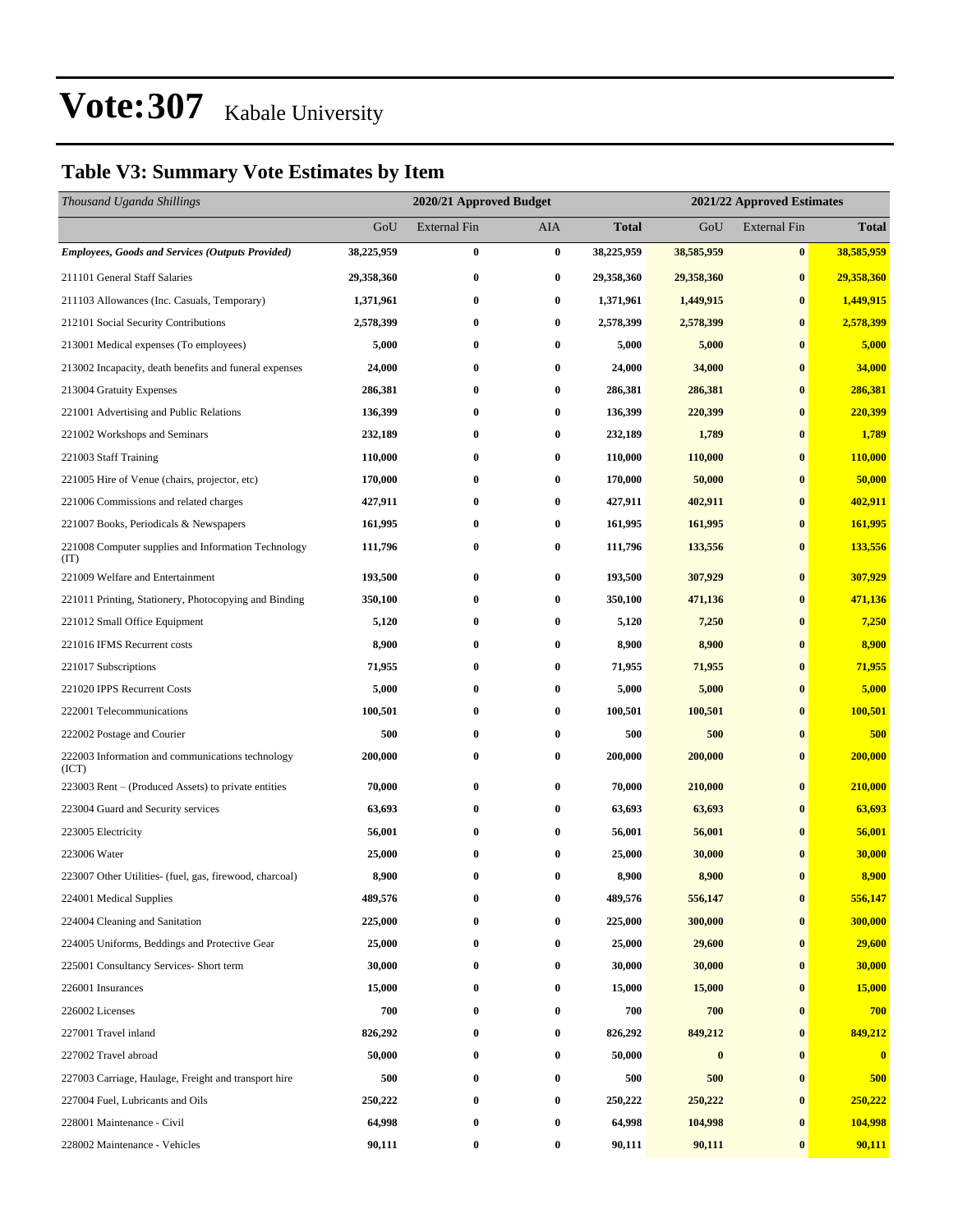# Vote:307 Kabale University

## Table V3: Summary Vote Estimates by Item

| *Thousand Uganda Shillings* | 2020/21 Approved Budget | | | | 2021/22 Approved Estimates | | |
|---|---|---|---|---|---|---|---|
| | GoU | External Fin | AIA | **Total** | GoU | External Fin | **Total** |
| ***Employees, Goods and Services (Outputs Provided)*** | **38,225,959** | **0** | **0** | **38,225,959** | **38,585,959** | **0** | **38,585,959** |
| 211101 General Staff Salaries | **29,358,360** | **0** | **0** | **29,358,360** | **29,358,360** | **0** | **29,358,360** |
| 211103 Allowances (Inc. Casuals, Temporary) | **1,371,961** | **0** | **0** | **1,371,961** | **1,449,915** | **0** | **1,449,915** |
| 212101 Social Security Contributions | **2,578,399** | **0** | **0** | **2,578,399** | **2,578,399** | **0** | **2,578,399** |
| 213001 Medical expenses (To employees) | **5,000** | **0** | **0** | **5,000** | **5,000** | **0** | **5,000** |
| 213002 Incapacity, death benefits and funeral expenses | **24,000** | **0** | **0** | **24,000** | **34,000** | **0** | **34,000** |
| 213004 Gratuity Expenses | **286,381** | **0** | **0** | **286,381** | **286,381** | **0** | **286,381** |
| 221001 Advertising and Public Relations | **136,399** | **0** | **0** | **136,399** | **220,399** | **0** | **220,399** |
| 221002 Workshops and Seminars | **232,189** | **0** | **0** | **232,189** | **1,789** | **0** | **1,789** |
| 221003 Staff Training | **110,000** | **0** | **0** | **110,000** | **110,000** | **0** | **110,000** |
| 221005 Hire of Venue (chairs, projector, etc) | **170,000** | **0** | **0** | **170,000** | **50,000** | **0** | **50,000** |
| 221006 Commissions and related charges | **427,911** | **0** | **0** | **427,911** | **402,911** | **0** | **402,911** |
| 221007 Books, Periodicals & Newspapers | **161,995** | **0** | **0** | **161,995** | **161,995** | **0** | **161,995** |
| 221008 Computer supplies and Information Technology (IT) | **111,796** | **0** | **0** | **111,796** | **133,556** | **0** | **133,556** |
| 221009 Welfare and Entertainment | **193,500** | **0** | **0** | **193,500** | **307,929** | **0** | **307,929** |
| 221011 Printing, Stationery, Photocopying and Binding | **350,100** | **0** | **0** | **350,100** | **471,136** | **0** | **471,136** |
| 221012 Small Office Equipment | **5,120** | **0** | **0** | **5,120** | **7,250** | **0** | **7,250** |
| 221016 IFMS Recurrent costs | **8,900** | **0** | **0** | **8,900** | **8,900** | **0** | **8,900** |
| 221017 Subscriptions | **71,955** | **0** | **0** | **71,955** | **71,955** | **0** | **71,955** |
| 221020 IPPS Recurrent Costs | **5,000** | **0** | **0** | **5,000** | **5,000** | **0** | **5,000** |
| 222001 Telecommunications | **100,501** | **0** | **0** | **100,501** | **100,501** | **0** | **100,501** |
| 222002 Postage and Courier | **500** | **0** | **0** | **500** | **500** | **0** | **500** |
| 222003 Information and communications technology (ICT) | **200,000** | **0** | **0** | **200,000** | **200,000** | **0** | **200,000** |
| 223003 Rent – (Produced Assets) to private entities | **70,000** | **0** | **0** | **70,000** | **210,000** | **0** | **210,000** |
| 223004 Guard and Security services | **63,693** | **0** | **0** | **63,693** | **63,693** | **0** | **63,693** |
| 223005 Electricity | **56,001** | **0** | **0** | **56,001** | **56,001** | **0** | **56,001** |
| 223006 Water | **25,000** | **0** | **0** | **25,000** | **30,000** | **0** | **30,000** |
| 223007 Other Utilities- (fuel, gas, firewood, charcoal) | **8,900** | **0** | **0** | **8,900** | **8,900** | **0** | **8,900** |
| 224001 Medical Supplies | **489,576** | **0** | **0** | **489,576** | **556,147** | **0** | **556,147** |
| 224004 Cleaning and Sanitation | **225,000** | **0** | **0** | **225,000** | **300,000** | **0** | **300,000** |
| 224005 Uniforms, Beddings and Protective Gear | **25,000** | **0** | **0** | **25,000** | **29,600** | **0** | **29,600** |
| 225001 Consultancy Services- Short term | **30,000** | **0** | **0** | **30,000** | **30,000** | **0** | **30,000** |
| 226001 Insurances | **15,000** | **0** | **0** | **15,000** | **15,000** | **0** | **15,000** |
| 226002 Licenses | **700** | **0** | **0** | **700** | **700** | **0** | **700** |
| 227001 Travel inland | **826,292** | **0** | **0** | **826,292** | **849,212** | **0** | **849,212** |
| 227002 Travel abroad | **50,000** | **0** | **0** | **50,000** | **0** | **0** | **0** |
| 227003 Carriage, Haulage, Freight and transport hire | **500** | **0** | **0** | **500** | **500** | **0** | **500** |
| 227004 Fuel, Lubricants and Oils | **250,222** | **0** | **0** | **250,222** | **250,222** | **0** | **250,222** |
| 228001 Maintenance - Civil | **64,998** | **0** | **0** | **64,998** | **104,998** | **0** | **104,998** |
| 228002 Maintenance - Vehicles | **90,111** | **0** | **0** | **90,111** | **90,111** | **0** | **90,111** |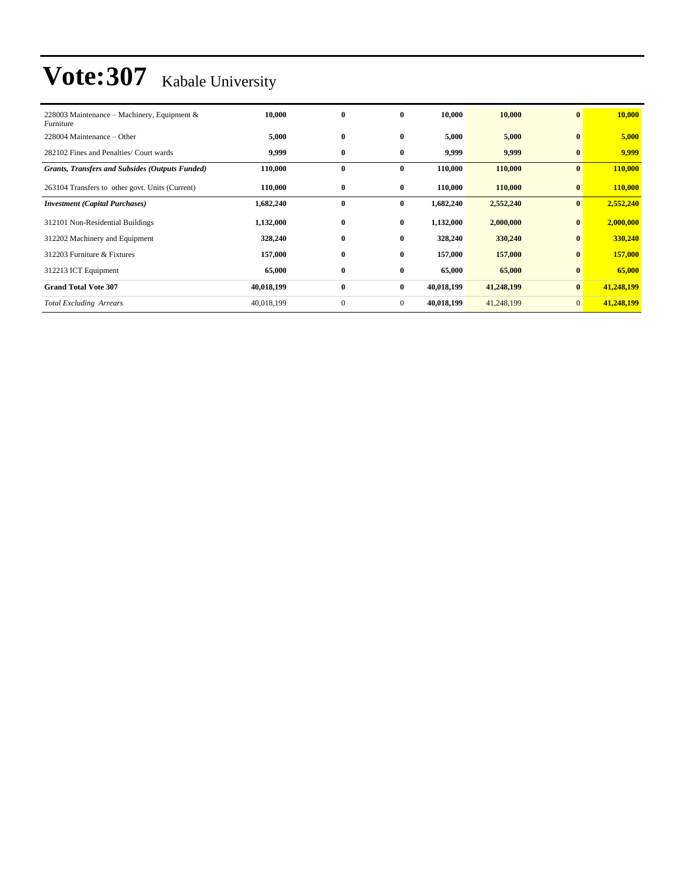# Vote:307 Kabale University

| | | | | | | | |
|---|---|---|---|---|---|---|---|
| 228003 Maintenance – Machinery, Equipment & Furniture | **10,000** | **0** | **0** | **10,000** | **10,000** | **0** | **10,000** |
| 228004 Maintenance – Other | **5,000** | **0** | **0** | **5,000** | **5,000** | **0** | **5,000** |
| 282102 Fines and Penalties/ Court wards | **9,999** | **0** | **0** | **9,999** | **9,999** | **0** | **9,999** |
| ***Grants, Transfers and Subsides (Outputs Funded)*** | **110,000** | **0** | **0** | **110,000** | **110,000** | **0** | **110,000** |
| 263104 Transfers to other govt. Units (Current) | **110,000** | **0** | **0** | **110,000** | **110,000** | **0** | **110,000** |
| ***Investment (Capital Purchases)*** | **1,682,240** | **0** | **0** | **1,682,240** | **2,552,240** | **0** | **2,552,240** |
| 312101 Non-Residential Buildings | **1,132,000** | **0** | **0** | **1,132,000** | **2,000,000** | **0** | **2,000,000** |
| 312202 Machinery and Equipment | **328,240** | **0** | **0** | **328,240** | **330,240** | **0** | **330,240** |
| 312203 Furniture & Fixtures | **157,000** | **0** | **0** | **157,000** | **157,000** | **0** | **157,000** |
| 312213 ICT Equipment | **65,000** | **0** | **0** | **65,000** | **65,000** | **0** | **65,000** |
| **Grand Total Vote 307** | **40,018,199** | **0** | **0** | **40,018,199** | **41,248,199** | **0** | **41,248,199** |
| *Total Excluding Arrears* | 40,018,199 | 0 | 0 | **40,018,199** | 41,248,199 | 0 | **41,248,199** |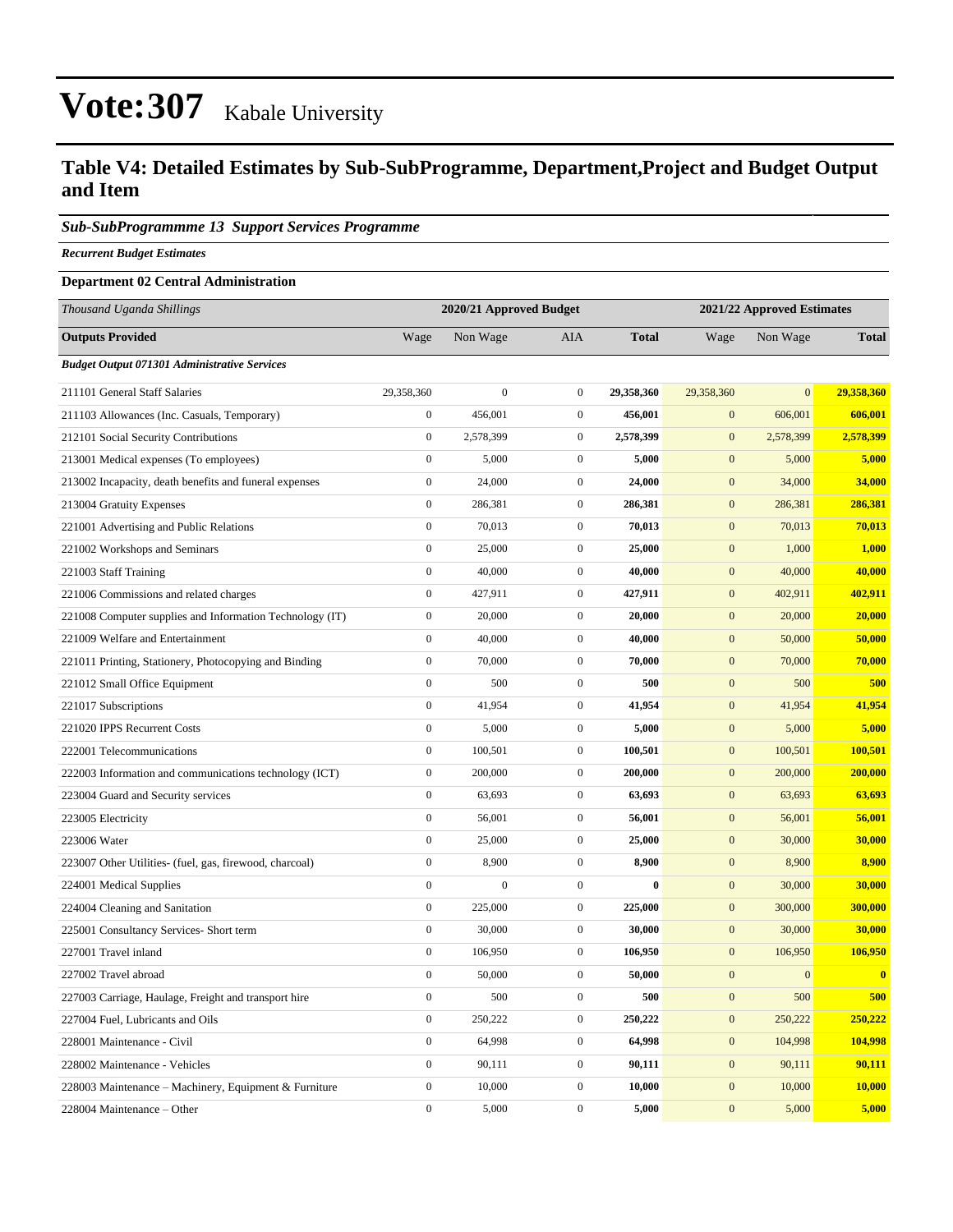# Vote:307 Kabale University

## Table V4: Detailed Estimates by Sub-SubProgramme, Department,Project and Budget Output and Item

### *Sub-SubProgrammme 13 Support Services Programme*

***Recurrent Budget Estimates***

**Department 02 Central Administration**

| *Thousand Uganda Shillings* | 2020/21 Approved Budget | | | | 2021/22 Approved Estimates | | |
|---|---|---|---|---|---|---|---|
| **Outputs Provided** | Wage | Non Wage | AIA | **Total** | Wage | Non Wage | **Total** |
| ***Budget Output 071301 Administrative Services*** | | | | | | | |
| 211101 General Staff Salaries | 29,358,360 | 0 | 0 | **29,358,360** | 29,358,360 | 0 | **29,358,360** |
| 211103 Allowances (Inc. Casuals, Temporary) | 0 | 456,001 | 0 | **456,001** | 0 | 606,001 | **606,001** |
| 212101 Social Security Contributions | 0 | 2,578,399 | 0 | **2,578,399** | 0 | 2,578,399 | **2,578,399** |
| 213001 Medical expenses (To employees) | 0 | 5,000 | 0 | **5,000** | 0 | 5,000 | **5,000** |
| 213002 Incapacity, death benefits and funeral expenses | 0 | 24,000 | 0 | **24,000** | 0 | 34,000 | **34,000** |
| 213004 Gratuity Expenses | 0 | 286,381 | 0 | **286,381** | 0 | 286,381 | **286,381** |
| 221001 Advertising and Public Relations | 0 | 70,013 | 0 | **70,013** | 0 | 70,013 | **70,013** |
| 221002 Workshops and Seminars | 0 | 25,000 | 0 | **25,000** | 0 | 1,000 | **1,000** |
| 221003 Staff Training | 0 | 40,000 | 0 | **40,000** | 0 | 40,000 | **40,000** |
| 221006 Commissions and related charges | 0 | 427,911 | 0 | **427,911** | 0 | 402,911 | **402,911** |
| 221008 Computer supplies and Information Technology (IT) | 0 | 20,000 | 0 | **20,000** | 0 | 20,000 | **20,000** |
| 221009 Welfare and Entertainment | 0 | 40,000 | 0 | **40,000** | 0 | 50,000 | **50,000** |
| 221011 Printing, Stationery, Photocopying and Binding | 0 | 70,000 | 0 | **70,000** | 0 | 70,000 | **70,000** |
| 221012 Small Office Equipment | 0 | 500 | 0 | **500** | 0 | 500 | **500** |
| 221017 Subscriptions | 0 | 41,954 | 0 | **41,954** | 0 | 41,954 | **41,954** |
| 221020 IPPS Recurrent Costs | 0 | 5,000 | 0 | **5,000** | 0 | 5,000 | **5,000** |
| 222001 Telecommunications | 0 | 100,501 | 0 | **100,501** | 0 | 100,501 | **100,501** |
| 222003 Information and communications technology (ICT) | 0 | 200,000 | 0 | **200,000** | 0 | 200,000 | **200,000** |
| 223004 Guard and Security services | 0 | 63,693 | 0 | **63,693** | 0 | 63,693 | **63,693** |
| 223005 Electricity | 0 | 56,001 | 0 | **56,001** | 0 | 56,001 | **56,001** |
| 223006 Water | 0 | 25,000 | 0 | **25,000** | 0 | 30,000 | **30,000** |
| 223007 Other Utilities- (fuel, gas, firewood, charcoal) | 0 | 8,900 | 0 | **8,900** | 0 | 8,900 | **8,900** |
| 224001 Medical Supplies | 0 | 0 | 0 | **0** | 0 | 30,000 | **30,000** |
| 224004 Cleaning and Sanitation | 0 | 225,000 | 0 | **225,000** | 0 | 300,000 | **300,000** |
| 225001 Consultancy Services- Short term | 0 | 30,000 | 0 | **30,000** | 0 | 30,000 | **30,000** |
| 227001 Travel inland | 0 | 106,950 | 0 | **106,950** | 0 | 106,950 | **106,950** |
| 227002 Travel abroad | 0 | 50,000 | 0 | **50,000** | 0 | 0 | **0** |
| 227003 Carriage, Haulage, Freight and transport hire | 0 | 500 | 0 | **500** | 0 | 500 | **500** |
| 227004 Fuel, Lubricants and Oils | 0 | 250,222 | 0 | **250,222** | 0 | 250,222 | **250,222** |
| 228001 Maintenance - Civil | 0 | 64,998 | 0 | **64,998** | 0 | 104,998 | **104,998** |
| 228002 Maintenance - Vehicles | 0 | 90,111 | 0 | **90,111** | 0 | 90,111 | **90,111** |
| 228003 Maintenance – Machinery, Equipment & Furniture | 0 | 10,000 | 0 | **10,000** | 0 | 10,000 | **10,000** |
| 228004 Maintenance – Other | 0 | 5,000 | 0 | **5,000** | 0 | 5,000 | **5,000** |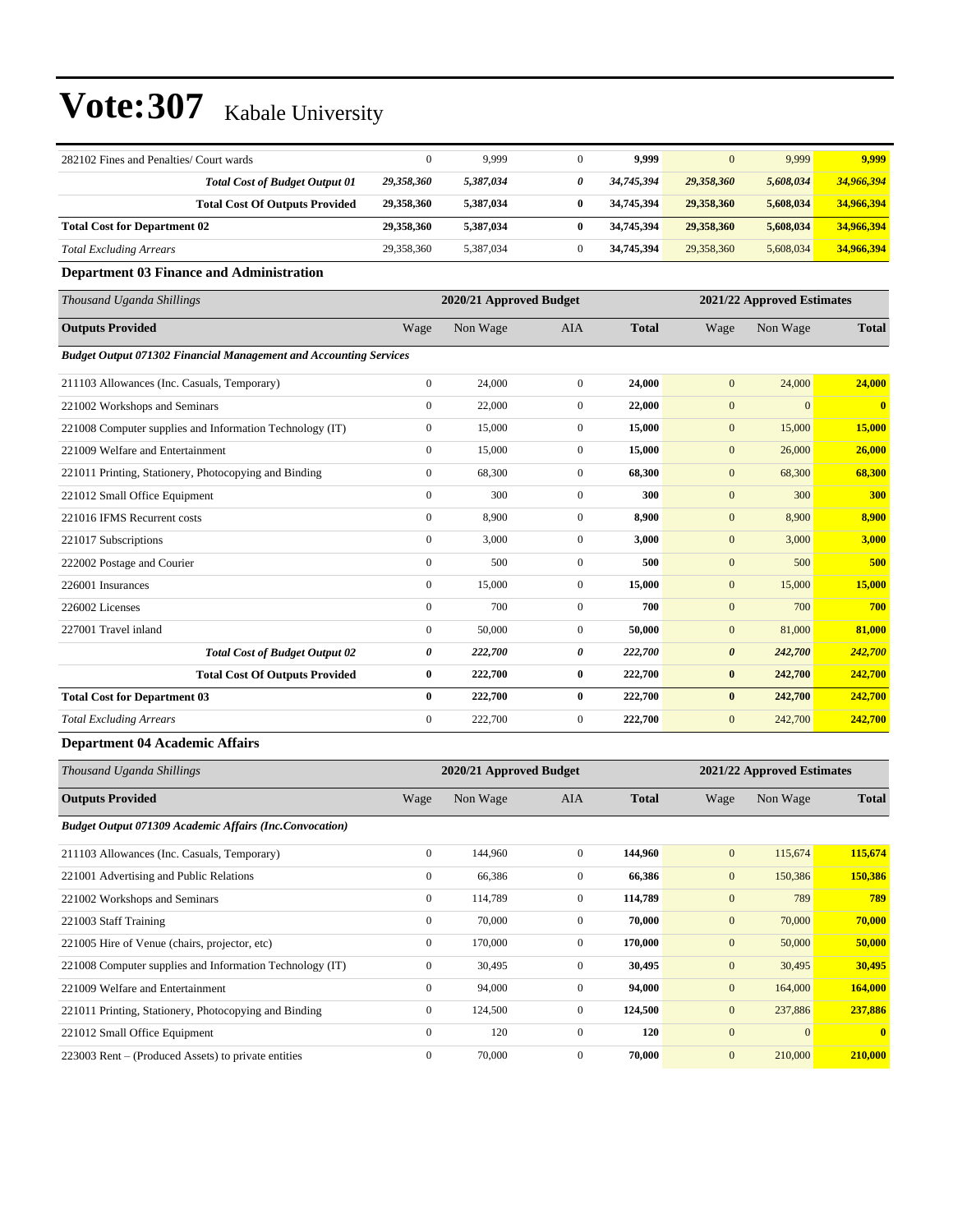# Vote:307 Kabale University

| | | | | | | | |
|---|---|---|---|---|---|---|---|
| 282102 Fines and Penalties/ Court wards | 0 | 9,999 | 0 | **9,999** | 0 | 9,999 | **9,999** |
| ***Total Cost of Budget Output 01*** | ***29,358,360*** | ***5,387,034*** | ***0*** | ***34,745,394*** | ***29,358,360*** | ***5,608,034*** | ***34,966,394*** |
| **Total Cost Of Outputs Provided** | **29,358,360** | **5,387,034** | **0** | **34,745,394** | **29,358,360** | **5,608,034** | **34,966,394** |
| **Total Cost for Department 02** | **29,358,360** | **5,387,034** | **0** | **34,745,394** | **29,358,360** | **5,608,034** | **34,966,394** |
| *Total Excluding Arrears* | 29,358,360 | 5,387,034 | 0 | **34,745,394** | 29,358,360 | 5,608,034 | **34,966,394** |

### Department 03 Finance and Administration

| *Thousand Uganda Shillings* | 2020/21 Approved Budget | | | | 2021/22 Approved Estimates | | |
|---|---|---|---|---|---|---|---|
| **Outputs Provided** | Wage | Non Wage | AIA | **Total** | Wage | Non Wage | **Total** |
| ***Budget Output 071302 Financial Management and Accounting Services*** | | | | | | | |
| 211103 Allowances (Inc. Casuals, Temporary) | 0 | 24,000 | 0 | **24,000** | 0 | 24,000 | **24,000** |
| 221002 Workshops and Seminars | 0 | 22,000 | 0 | **22,000** | 0 | 0 | **0** |
| 221008 Computer supplies and Information Technology (IT) | 0 | 15,000 | 0 | **15,000** | 0 | 15,000 | **15,000** |
| 221009 Welfare and Entertainment | 0 | 15,000 | 0 | **15,000** | 0 | 26,000 | **26,000** |
| 221011 Printing, Stationery, Photocopying and Binding | 0 | 68,300 | 0 | **68,300** | 0 | 68,300 | **68,300** |
| 221012 Small Office Equipment | 0 | 300 | 0 | **300** | 0 | 300 | **300** |
| 221016 IFMS Recurrent costs | 0 | 8,900 | 0 | **8,900** | 0 | 8,900 | **8,900** |
| 221017 Subscriptions | 0 | 3,000 | 0 | **3,000** | 0 | 3,000 | **3,000** |
| 222002 Postage and Courier | 0 | 500 | 0 | **500** | 0 | 500 | **500** |
| 226001 Insurances | 0 | 15,000 | 0 | **15,000** | 0 | 15,000 | **15,000** |
| 226002 Licenses | 0 | 700 | 0 | **700** | 0 | 700 | **700** |
| 227001 Travel inland | 0 | 50,000 | 0 | **50,000** | 0 | 81,000 | **81,000** |
| ***Total Cost of Budget Output 02*** | ***0*** | ***222,700*** | ***0*** | ***222,700*** | ***0*** | ***242,700*** | ***242,700*** |
| **Total Cost Of Outputs Provided** | **0** | **222,700** | **0** | **222,700** | **0** | **242,700** | **242,700** |
| **Total Cost for Department 03** | **0** | **222,700** | **0** | **222,700** | **0** | **242,700** | **242,700** |
| *Total Excluding Arrears* | 0 | 222,700 | 0 | **222,700** | 0 | 242,700 | **242,700** |

### Department 04 Academic Affairs

| *Thousand Uganda Shillings* | 2020/21 Approved Budget | | | | 2021/22 Approved Estimates | | |
|---|---|---|---|---|---|---|---|
| **Outputs Provided** | Wage | Non Wage | AIA | **Total** | Wage | Non Wage | **Total** |
| ***Budget Output 071309 Academic Affairs (Inc.Convocation)*** | | | | | | | |
| 211103 Allowances (Inc. Casuals, Temporary) | 0 | 144,960 | 0 | **144,960** | 0 | 115,674 | **115,674** |
| 221001 Advertising and Public Relations | 0 | 66,386 | 0 | **66,386** | 0 | 150,386 | **150,386** |
| 221002 Workshops and Seminars | 0 | 114,789 | 0 | **114,789** | 0 | 789 | **789** |
| 221003 Staff Training | 0 | 70,000 | 0 | **70,000** | 0 | 70,000 | **70,000** |
| 221005 Hire of Venue (chairs, projector, etc) | 0 | 170,000 | 0 | **170,000** | 0 | 50,000 | **50,000** |
| 221008 Computer supplies and Information Technology (IT) | 0 | 30,495 | 0 | **30,495** | 0 | 30,495 | **30,495** |
| 221009 Welfare and Entertainment | 0 | 94,000 | 0 | **94,000** | 0 | 164,000 | **164,000** |
| 221011 Printing, Stationery, Photocopying and Binding | 0 | 124,500 | 0 | **124,500** | 0 | 237,886 | **237,886** |
| 221012 Small Office Equipment | 0 | 120 | 0 | **120** | 0 | 0 | **0** |
| 223003 Rent – (Produced Assets) to private entities | 0 | 70,000 | 0 | **70,000** | 0 | 210,000 | **210,000** |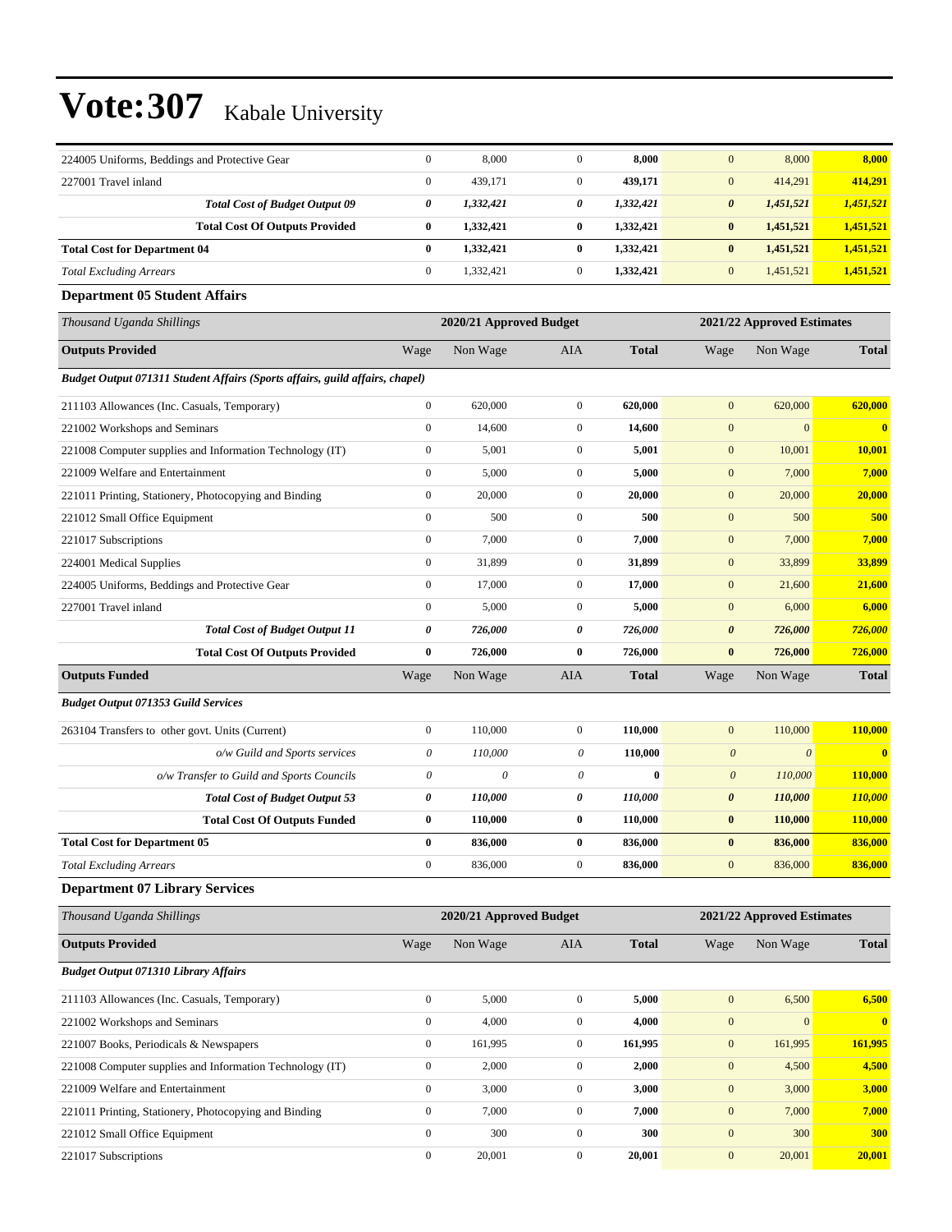# Vote:307 Kabale University

| | | | | | | | |
|---|---|---|---|---|---|---|---|
| 224005 Uniforms, Beddings and Protective Gear | 0 | 8,000 | 0 | **8,000** | 0 | 8,000 | **8,000** |
| 227001 Travel inland | 0 | 439,171 | 0 | **439,171** | 0 | 414,291 | **414,291** |
| ***Total Cost of Budget Output 09*** | ***0*** | ***1,332,421*** | ***0*** | ***1,332,421*** | ***0*** | ***1,451,521*** | ***1,451,521*** |
| **Total Cost Of Outputs Provided** | **0** | **1,332,421** | **0** | **1,332,421** | **0** | **1,451,521** | **1,451,521** |
| **Total Cost for Department 04** | **0** | **1,332,421** | **0** | **1,332,421** | **0** | **1,451,521** | **1,451,521** |
| *Total Excluding Arrears* | 0 | 1,332,421 | 0 | **1,332,421** | 0 | 1,451,521 | **1,451,521** |

**Department 05 Student Affairs**

| *Thousand Uganda Shillings* | 2020/21 Approved Budget | | | | 2021/22 Approved Estimates | | |
|---|---|---|---|---|---|---|---|
| **Outputs Provided** | Wage | Non Wage | AIA | **Total** | Wage | Non Wage | **Total** |
| ***Budget Output 071311 Student Affairs (Sports affairs, guild affairs, chapel)*** | | | | | | | |
| 211103 Allowances (Inc. Casuals, Temporary) | 0 | 620,000 | 0 | **620,000** | 0 | 620,000 | **620,000** |
| 221002 Workshops and Seminars | 0 | 14,600 | 0 | **14,600** | 0 | 0 | **0** |
| 221008 Computer supplies and Information Technology (IT) | 0 | 5,001 | 0 | **5,001** | 0 | 10,001 | **10,001** |
| 221009 Welfare and Entertainment | 0 | 5,000 | 0 | **5,000** | 0 | 7,000 | **7,000** |
| 221011 Printing, Stationery, Photocopying and Binding | 0 | 20,000 | 0 | **20,000** | 0 | 20,000 | **20,000** |
| 221012 Small Office Equipment | 0 | 500 | 0 | **500** | 0 | 500 | **500** |
| 221017 Subscriptions | 0 | 7,000 | 0 | **7,000** | 0 | 7,000 | **7,000** |
| 224001 Medical Supplies | 0 | 31,899 | 0 | **31,899** | 0 | 33,899 | **33,899** |
| 224005 Uniforms, Beddings and Protective Gear | 0 | 17,000 | 0 | **17,000** | 0 | 21,600 | **21,600** |
| 227001 Travel inland | 0 | 5,000 | 0 | **5,000** | 0 | 6,000 | **6,000** |
| ***Total Cost of Budget Output 11*** | ***0*** | ***726,000*** | ***0*** | ***726,000*** | ***0*** | ***726,000*** | ***726,000*** |
| **Total Cost Of Outputs Provided** | **0** | **726,000** | **0** | **726,000** | **0** | **726,000** | **726,000** |
| **Outputs Funded** | Wage | Non Wage | AIA | **Total** | Wage | Non Wage | **Total** |
| ***Budget Output 071353 Guild Services*** | | | | | | | |
| 263104 Transfers to other govt. Units (Current) | 0 | 110,000 | 0 | **110,000** | 0 | 110,000 | **110,000** |
| *o/w Guild and Sports services* | *0* | *110,000* | *0* | **110,000** | *0* | *0* | **0** |
| *o/w Transfer to Guild and Sports Councils* | *0* | *0* | *0* | **0** | *0* | *110,000* | **110,000** |
| ***Total Cost of Budget Output 53*** | ***0*** | ***110,000*** | ***0*** | ***110,000*** | ***0*** | ***110,000*** | ***110,000*** |
| **Total Cost Of Outputs Funded** | **0** | **110,000** | **0** | **110,000** | **0** | **110,000** | **110,000** |
| **Total Cost for Department 05** | **0** | **836,000** | **0** | **836,000** | **0** | **836,000** | **836,000** |
| *Total Excluding Arrears* | 0 | 836,000 | 0 | **836,000** | 0 | 836,000 | **836,000** |

**Department 07 Library Services**

| *Thousand Uganda Shillings* | 2020/21 Approved Budget | | | | 2021/22 Approved Estimates | | |
|---|---|---|---|---|---|---|---|
| **Outputs Provided** | Wage | Non Wage | AIA | **Total** | Wage | Non Wage | **Total** |
| ***Budget Output 071310 Library Affairs*** | | | | | | | |
| 211103 Allowances (Inc. Casuals, Temporary) | 0 | 5,000 | 0 | **5,000** | 0 | 6,500 | **6,500** |
| 221002 Workshops and Seminars | 0 | 4,000 | 0 | **4,000** | 0 | 0 | **0** |
| 221007 Books, Periodicals & Newspapers | 0 | 161,995 | 0 | **161,995** | 0 | 161,995 | **161,995** |
| 221008 Computer supplies and Information Technology (IT) | 0 | 2,000 | 0 | **2,000** | 0 | 4,500 | **4,500** |
| 221009 Welfare and Entertainment | 0 | 3,000 | 0 | **3,000** | 0 | 3,000 | **3,000** |
| 221011 Printing, Stationery, Photocopying and Binding | 0 | 7,000 | 0 | **7,000** | 0 | 7,000 | **7,000** |
| 221012 Small Office Equipment | 0 | 300 | 0 | **300** | 0 | 300 | **300** |
| 221017 Subscriptions | 0 | 20,001 | 0 | **20,001** | 0 | 20,001 | **20,001** |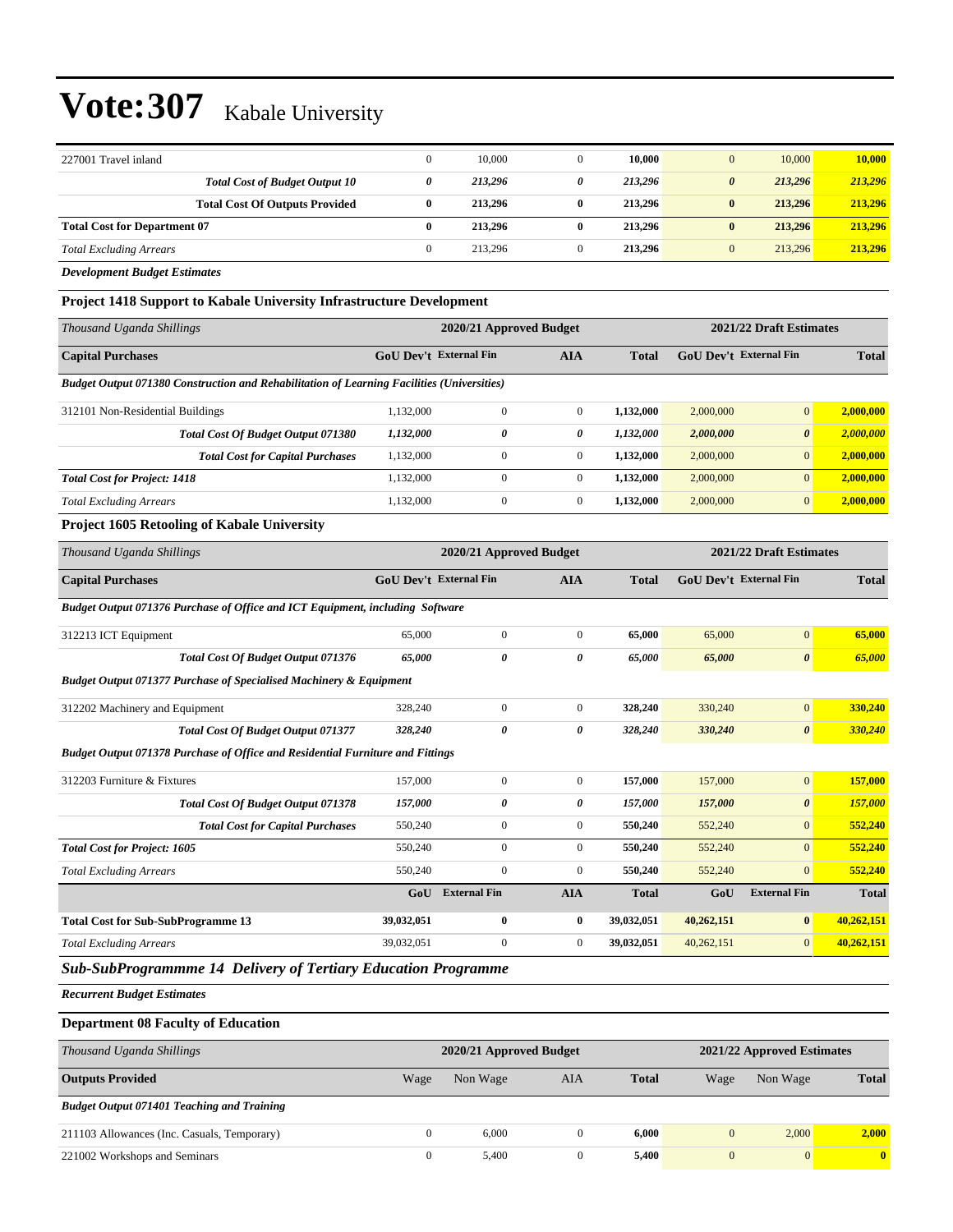# Vote:307 Kabale University

| | | | | | | | |
|---|---|---|---|---|---|---|---|
| 227001 Travel inland | 0 | 10,000 | 0 | **10,000** | 0 | 10,000 | **10,000** |
| ***Total Cost of Budget Output 10*** | ***0*** | ***213,296*** | ***0*** | ***213,296*** | ***0*** | ***213,296*** | ***213,296*** |
| **Total Cost Of Outputs Provided** | **0** | **213,296** | **0** | **213,296** | **0** | **213,296** | **213,296** |
| **Total Cost for Department 07** | **0** | **213,296** | **0** | **213,296** | **0** | **213,296** | **213,296** |
| *Total Excluding Arrears* | 0 | 213,296 | 0 | **213,296** | 0 | 213,296 | **213,296** |

***Development Budget Estimates***

### Project 1418 Support to Kabale University Infrastructure Development

| *Thousand Uganda Shillings* | 2020/21 Approved Budget | | | | 2021/22 Draft Estimates | | |
|---|---|---|---|---|---|---|---|
| **Capital Purchases** | **GoU Dev't** | **External Fin** | **AIA** | **Total** | **GoU Dev't** | **External Fin** | **Total** |
| ***Budget Output 071380 Construction and Rehabilitation of Learning Facilities (Universities)*** | | | | | | | |
| 312101 Non-Residential Buildings | 1,132,000 | 0 | 0 | **1,132,000** | 2,000,000 | 0 | **2,000,000** |
| ***Total Cost Of Budget Output 071380*** | ***1,132,000*** | ***0*** | ***0*** | ***1,132,000*** | ***2,000,000*** | ***0*** | ***2,000,000*** |
| ***Total Cost for Capital Purchases*** | 1,132,000 | 0 | 0 | **1,132,000** | 2,000,000 | 0 | **2,000,000** |
| ***Total Cost for Project: 1418*** | 1,132,000 | 0 | 0 | **1,132,000** | 2,000,000 | 0 | **2,000,000** |
| *Total Excluding Arrears* | 1,132,000 | 0 | 0 | **1,132,000** | 2,000,000 | 0 | **2,000,000** |

### Project 1605 Retooling of Kabale University

| *Thousand Uganda Shillings* | 2020/21 Approved Budget | | | | 2021/22 Draft Estimates | | |
|---|---|---|---|---|---|---|---|
| **Capital Purchases** | **GoU Dev't** | **External Fin** | **AIA** | **Total** | **GoU Dev't** | **External Fin** | **Total** |
| ***Budget Output 071376 Purchase of Office and ICT Equipment, including Software*** | | | | | | | |
| 312213 ICT Equipment | 65,000 | 0 | 0 | **65,000** | 65,000 | 0 | **65,000** |
| ***Total Cost Of Budget Output 071376*** | ***65,000*** | ***0*** | ***0*** | ***65,000*** | ***65,000*** | ***0*** | ***65,000*** |
| ***Budget Output 071377 Purchase of Specialised Machinery & Equipment*** | | | | | | | |
| 312202 Machinery and Equipment | 328,240 | 0 | 0 | **328,240** | 330,240 | 0 | **330,240** |
| ***Total Cost Of Budget Output 071377*** | ***328,240*** | ***0*** | ***0*** | ***328,240*** | ***330,240*** | ***0*** | ***330,240*** |
| ***Budget Output 071378 Purchase of Office and Residential Furniture and Fittings*** | | | | | | | |
| 312203 Furniture & Fixtures | 157,000 | 0 | 0 | **157,000** | 157,000 | 0 | **157,000** |
| ***Total Cost Of Budget Output 071378*** | ***157,000*** | ***0*** | ***0*** | ***157,000*** | ***157,000*** | ***0*** | ***157,000*** |
| ***Total Cost for Capital Purchases*** | 550,240 | 0 | 0 | **550,240** | 552,240 | 0 | **552,240** |
| ***Total Cost for Project: 1605*** | 550,240 | 0 | 0 | **550,240** | 552,240 | 0 | **552,240** |
| *Total Excluding Arrears* | 550,240 | 0 | 0 | **550,240** | 552,240 | 0 | **552,240** |
| | **GoU** | **External Fin** | **AIA** | **Total** | **GoU** | **External Fin** | **Total** |
| **Total Cost for Sub-SubProgramme 13** | **39,032,051** | **0** | **0** | **39,032,051** | **40,262,151** | **0** | **40,262,151** |
| *Total Excluding Arrears* | 39,032,051 | 0 | 0 | **39,032,051** | 40,262,151 | 0 | **40,262,151** |

## *Sub-SubProgrammme 14 Delivery of Tertiary Education Programme*

***Recurrent Budget Estimates***

### Department 08 Faculty of Education

| *Thousand Uganda Shillings* | 2020/21 Approved Budget | | | | 2021/22 Approved Estimates | | |
|---|---|---|---|---|---|---|---|
| **Outputs Provided** | Wage | Non Wage | AIA | **Total** | Wage | Non Wage | **Total** |
| ***Budget Output 071401 Teaching and Training*** | | | | | | | |
| 211103 Allowances (Inc. Casuals, Temporary) | 0 | 6,000 | 0 | **6,000** | 0 | 2,000 | **2,000** |
| 221002 Workshops and Seminars | 0 | 5,400 | 0 | **5,400** | 0 | 0 | **0** |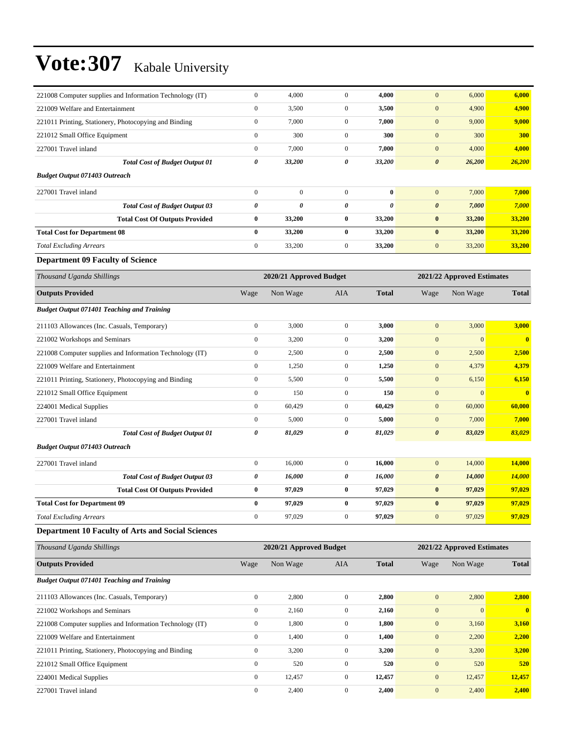# Vote:307 Kabale University

| | | | | | | | |
|---|---|---|---|---|---|---|---|
| 221008 Computer supplies and Information Technology (IT) | 0 | 4,000 | 0 | **4,000** | 0 | 6,000 | **6,000** |
| 221009 Welfare and Entertainment | 0 | 3,500 | 0 | **3,500** | 0 | 4,900 | **4,900** |
| 221011 Printing, Stationery, Photocopying and Binding | 0 | 7,000 | 0 | **7,000** | 0 | 9,000 | **9,000** |
| 221012 Small Office Equipment | 0 | 300 | 0 | **300** | 0 | 300 | **300** |
| 227001 Travel inland | 0 | 7,000 | 0 | **7,000** | 0 | 4,000 | **4,000** |
| ***Total Cost of Budget Output 01*** | ***0*** | ***33,200*** | ***0*** | ***33,200*** | ***0*** | ***26,200*** | ***26,200*** |
| ***Budget Output 071403 Outreach*** | | | | | | | |
| 227001 Travel inland | 0 | 0 | 0 | **0** | 0 | 7,000 | **7,000** |
| ***Total Cost of Budget Output 03*** | ***0*** | ***0*** | ***0*** | ***0*** | ***0*** | ***7,000*** | ***7,000*** |
| **Total Cost Of Outputs Provided** | **0** | **33,200** | **0** | **33,200** | **0** | **33,200** | **33,200** |
| **Total Cost for Department 08** | **0** | **33,200** | **0** | **33,200** | **0** | **33,200** | **33,200** |
| *Total Excluding Arrears* | 0 | 33,200 | 0 | **33,200** | 0 | 33,200 | **33,200** |

### Department 09 Faculty of Science

| *Thousand Uganda Shillings* | 2020/21 Approved Budget | | | | 2021/22 Approved Estimates | | |
|---|---|---|---|---|---|---|---|
| **Outputs Provided** | Wage | Non Wage | AIA | **Total** | Wage | Non Wage | **Total** |
| ***Budget Output 071401 Teaching and Training*** | | | | | | | |
| 211103 Allowances (Inc. Casuals, Temporary) | 0 | 3,000 | 0 | **3,000** | 0 | 3,000 | **3,000** |
| 221002 Workshops and Seminars | 0 | 3,200 | 0 | **3,200** | 0 | 0 | **0** |
| 221008 Computer supplies and Information Technology (IT) | 0 | 2,500 | 0 | **2,500** | 0 | 2,500 | **2,500** |
| 221009 Welfare and Entertainment | 0 | 1,250 | 0 | **1,250** | 0 | 4,379 | **4,379** |
| 221011 Printing, Stationery, Photocopying and Binding | 0 | 5,500 | 0 | **5,500** | 0 | 6,150 | **6,150** |
| 221012 Small Office Equipment | 0 | 150 | 0 | **150** | 0 | 0 | **0** |
| 224001 Medical Supplies | 0 | 60,429 | 0 | **60,429** | 0 | 60,000 | **60,000** |
| 227001 Travel inland | 0 | 5,000 | 0 | **5,000** | 0 | 7,000 | **7,000** |
| ***Total Cost of Budget Output 01*** | ***0*** | ***81,029*** | ***0*** | ***81,029*** | ***0*** | ***83,029*** | ***83,029*** |
| ***Budget Output 071403 Outreach*** | | | | | | | |
| 227001 Travel inland | 0 | 16,000 | 0 | **16,000** | 0 | 14,000 | **14,000** |
| ***Total Cost of Budget Output 03*** | ***0*** | ***16,000*** | ***0*** | ***16,000*** | ***0*** | ***14,000*** | ***14,000*** |
| **Total Cost Of Outputs Provided** | **0** | **97,029** | **0** | **97,029** | **0** | **97,029** | **97,029** |
| **Total Cost for Department 09** | **0** | **97,029** | **0** | **97,029** | **0** | **97,029** | **97,029** |
| *Total Excluding Arrears* | 0 | 97,029 | 0 | **97,029** | 0 | 97,029 | **97,029** |

### Department 10 Faculty of Arts and Social Sciences

| *Thousand Uganda Shillings* | 2020/21 Approved Budget | | | | 2021/22 Approved Estimates | | |
|---|---|---|---|---|---|---|---|
| **Outputs Provided** | Wage | Non Wage | AIA | **Total** | Wage | Non Wage | **Total** |
| ***Budget Output 071401 Teaching and Training*** | | | | | | | |
| 211103 Allowances (Inc. Casuals, Temporary) | 0 | 2,800 | 0 | **2,800** | 0 | 2,800 | **2,800** |
| 221002 Workshops and Seminars | 0 | 2,160 | 0 | **2,160** | 0 | 0 | **0** |
| 221008 Computer supplies and Information Technology (IT) | 0 | 1,800 | 0 | **1,800** | 0 | 3,160 | **3,160** |
| 221009 Welfare and Entertainment | 0 | 1,400 | 0 | **1,400** | 0 | 2,200 | **2,200** |
| 221011 Printing, Stationery, Photocopying and Binding | 0 | 3,200 | 0 | **3,200** | 0 | 3,200 | **3,200** |
| 221012 Small Office Equipment | 0 | 520 | 0 | **520** | 0 | 520 | **520** |
| 224001 Medical Supplies | 0 | 12,457 | 0 | **12,457** | 0 | 12,457 | **12,457** |
| 227001 Travel inland | 0 | 2,400 | 0 | **2,400** | 0 | 2,400 | **2,400** |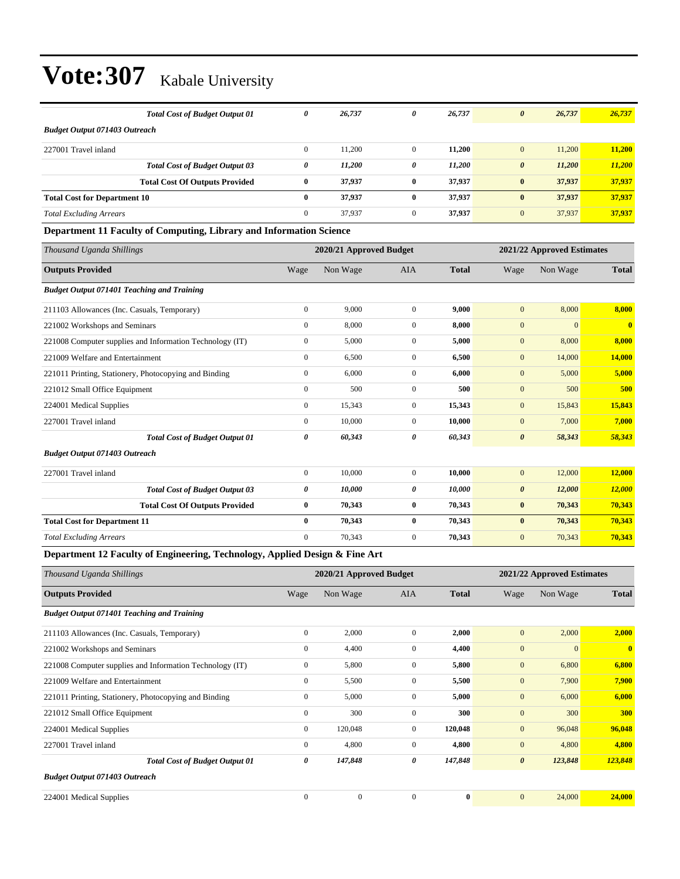# Vote:307 Kabale University

| | | | | | | | |
|---|---|---|---|---|---|---|---|
| ***Total Cost of Budget Output 01*** | ***0*** | ***26,737*** | ***0*** | ***26,737*** | ***0*** | ***26,737*** | ***26,737*** |
| ***Budget Output 071403 Outreach*** | | | | | | | |
| 227001 Travel inland | 0 | 11,200 | 0 | **11,200** | 0 | 11,200 | **11,200** |
| ***Total Cost of Budget Output 03*** | ***0*** | ***11,200*** | ***0*** | ***11,200*** | ***0*** | ***11,200*** | ***11,200*** |
| **Total Cost Of Outputs Provided** | **0** | **37,937** | **0** | **37,937** | **0** | **37,937** | **37,937** |
| **Total Cost for Department 10** | **0** | **37,937** | **0** | **37,937** | **0** | **37,937** | **37,937** |
| *Total Excluding Arrears* | 0 | 37,937 | 0 | **37,937** | 0 | 37,937 | **37,937** |

### Department 11 Faculty of Computing, Library and Information Science

| *Thousand Uganda Shillings* | 2020/21 Approved Budget | | | | 2021/22 Approved Estimates | | |
|---|---|---|---|---|---|---|---|
| **Outputs Provided** | Wage | Non Wage | AIA | **Total** | Wage | Non Wage | **Total** |
| ***Budget Output 071401 Teaching and Training*** | | | | | | | |
| 211103 Allowances (Inc. Casuals, Temporary) | 0 | 9,000 | 0 | **9,000** | 0 | 8,000 | **8,000** |
| 221002 Workshops and Seminars | 0 | 8,000 | 0 | **8,000** | 0 | 0 | **0** |
| 221008 Computer supplies and Information Technology (IT) | 0 | 5,000 | 0 | **5,000** | 0 | 8,000 | **8,000** |
| 221009 Welfare and Entertainment | 0 | 6,500 | 0 | **6,500** | 0 | 14,000 | **14,000** |
| 221011 Printing, Stationery, Photocopying and Binding | 0 | 6,000 | 0 | **6,000** | 0 | 5,000 | **5,000** |
| 221012 Small Office Equipment | 0 | 500 | 0 | **500** | 0 | 500 | **500** |
| 224001 Medical Supplies | 0 | 15,343 | 0 | **15,343** | 0 | 15,843 | **15,843** |
| 227001 Travel inland | 0 | 10,000 | 0 | **10,000** | 0 | 7,000 | **7,000** |
| ***Total Cost of Budget Output 01*** | ***0*** | ***60,343*** | ***0*** | ***60,343*** | ***0*** | ***58,343*** | ***58,343*** |
| ***Budget Output 071403 Outreach*** | | | | | | | |
| 227001 Travel inland | 0 | 10,000 | 0 | **10,000** | 0 | 12,000 | **12,000** |
| ***Total Cost of Budget Output 03*** | ***0*** | ***10,000*** | ***0*** | ***10,000*** | ***0*** | ***12,000*** | ***12,000*** |
| **Total Cost Of Outputs Provided** | **0** | **70,343** | **0** | **70,343** | **0** | **70,343** | **70,343** |
| **Total Cost for Department 11** | **0** | **70,343** | **0** | **70,343** | **0** | **70,343** | **70,343** |
| *Total Excluding Arrears* | 0 | 70,343 | 0 | **70,343** | 0 | 70,343 | **70,343** |

### Department 12 Faculty of Engineering, Technology, Applied Design & Fine Art

| *Thousand Uganda Shillings* | 2020/21 Approved Budget | | | | 2021/22 Approved Estimates | | |
|---|---|---|---|---|---|---|---|
| **Outputs Provided** | Wage | Non Wage | AIA | **Total** | Wage | Non Wage | **Total** |
| ***Budget Output 071401 Teaching and Training*** | | | | | | | |
| 211103 Allowances (Inc. Casuals, Temporary) | 0 | 2,000 | 0 | **2,000** | 0 | 2,000 | **2,000** |
| 221002 Workshops and Seminars | 0 | 4,400 | 0 | **4,400** | 0 | 0 | **0** |
| 221008 Computer supplies and Information Technology (IT) | 0 | 5,800 | 0 | **5,800** | 0 | 6,800 | **6,800** |
| 221009 Welfare and Entertainment | 0 | 5,500 | 0 | **5,500** | 0 | 7,900 | **7,900** |
| 221011 Printing, Stationery, Photocopying and Binding | 0 | 5,000 | 0 | **5,000** | 0 | 6,000 | **6,000** |
| 221012 Small Office Equipment | 0 | 300 | 0 | **300** | 0 | 300 | **300** |
| 224001 Medical Supplies | 0 | 120,048 | 0 | **120,048** | 0 | 96,048 | **96,048** |
| 227001 Travel inland | 0 | 4,800 | 0 | **4,800** | 0 | 4,800 | **4,800** |
| ***Total Cost of Budget Output 01*** | ***0*** | ***147,848*** | ***0*** | ***147,848*** | ***0*** | ***123,848*** | ***123,848*** |
| ***Budget Output 071403 Outreach*** | | | | | | | |
| 224001 Medical Supplies | 0 | 0 | 0 | **0** | 0 | 24,000 | **24,000** |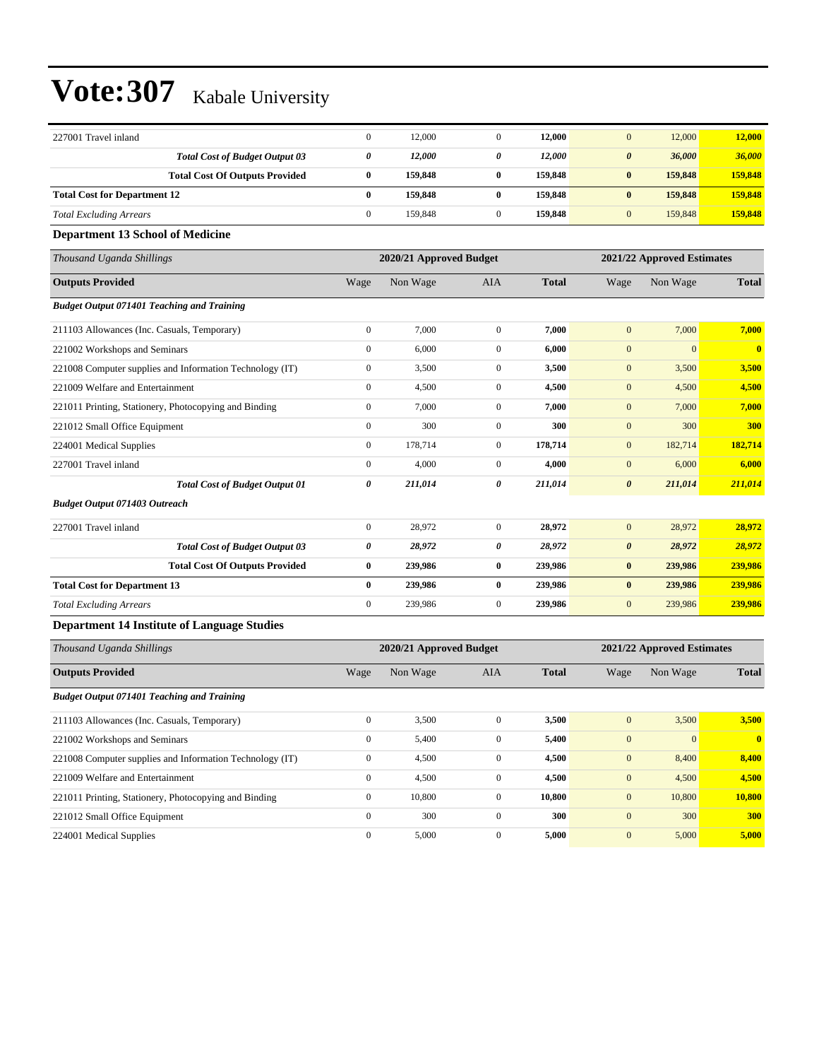# Vote:307 Kabale University

| | | | | | | | |
|---|---|---|---|---|---|---|---|
| 227001 Travel inland | 0 | 12,000 | 0 | **12,000** | 0 | 12,000 | **12,000** |
| ***Total Cost of Budget Output 03*** | ***0*** | ***12,000*** | ***0*** | ***12,000*** | ***0*** | ***36,000*** | ***36,000*** |
| **Total Cost Of Outputs Provided** | **0** | **159,848** | **0** | **159,848** | **0** | **159,848** | **159,848** |
| **Total Cost for Department 12** | **0** | **159,848** | **0** | **159,848** | **0** | **159,848** | **159,848** |
| *Total Excluding Arrears* | 0 | 159,848 | 0 | **159,848** | 0 | 159,848 | **159,848** |

### Department 13 School of Medicine

| *Thousand Uganda Shillings* | 2020/21 Approved Budget | | | | 2021/22 Approved Estimates | | |
|---|---|---|---|---|---|---|---|
| **Outputs Provided** | Wage | Non Wage | AIA | **Total** | Wage | Non Wage | **Total** |
| ***Budget Output 071401 Teaching and Training*** | | | | | | | |
| 211103 Allowances (Inc. Casuals, Temporary) | 0 | 7,000 | 0 | **7,000** | 0 | 7,000 | **7,000** |
| 221002 Workshops and Seminars | 0 | 6,000 | 0 | **6,000** | 0 | 0 | **0** |
| 221008 Computer supplies and Information Technology (IT) | 0 | 3,500 | 0 | **3,500** | 0 | 3,500 | **3,500** |
| 221009 Welfare and Entertainment | 0 | 4,500 | 0 | **4,500** | 0 | 4,500 | **4,500** |
| 221011 Printing, Stationery, Photocopying and Binding | 0 | 7,000 | 0 | **7,000** | 0 | 7,000 | **7,000** |
| 221012 Small Office Equipment | 0 | 300 | 0 | **300** | 0 | 300 | **300** |
| 224001 Medical Supplies | 0 | 178,714 | 0 | **178,714** | 0 | 182,714 | **182,714** |
| 227001 Travel inland | 0 | 4,000 | 0 | **4,000** | 0 | 6,000 | **6,000** |
| ***Total Cost of Budget Output 01*** | ***0*** | ***211,014*** | ***0*** | ***211,014*** | ***0*** | ***211,014*** | ***211,014*** |
| ***Budget Output 071403 Outreach*** | | | | | | | |
| 227001 Travel inland | 0 | 28,972 | 0 | **28,972** | 0 | 28,972 | **28,972** |
| ***Total Cost of Budget Output 03*** | ***0*** | ***28,972*** | ***0*** | ***28,972*** | ***0*** | ***28,972*** | ***28,972*** |
| **Total Cost Of Outputs Provided** | **0** | **239,986** | **0** | **239,986** | **0** | **239,986** | **239,986** |
| **Total Cost for Department 13** | **0** | **239,986** | **0** | **239,986** | **0** | **239,986** | **239,986** |
| *Total Excluding Arrears* | 0 | 239,986 | 0 | **239,986** | 0 | 239,986 | **239,986** |

### Department 14 Institute of Language Studies

| *Thousand Uganda Shillings* | 2020/21 Approved Budget | | | | 2021/22 Approved Estimates | | |
|---|---|---|---|---|---|---|---|
| **Outputs Provided** | Wage | Non Wage | AIA | **Total** | Wage | Non Wage | **Total** |
| ***Budget Output 071401 Teaching and Training*** | | | | | | | |
| 211103 Allowances (Inc. Casuals, Temporary) | 0 | 3,500 | 0 | **3,500** | 0 | 3,500 | **3,500** |
| 221002 Workshops and Seminars | 0 | 5,400 | 0 | **5,400** | 0 | 0 | **0** |
| 221008 Computer supplies and Information Technology (IT) | 0 | 4,500 | 0 | **4,500** | 0 | 8,400 | **8,400** |
| 221009 Welfare and Entertainment | 0 | 4,500 | 0 | **4,500** | 0 | 4,500 | **4,500** |
| 221011 Printing, Stationery, Photocopying and Binding | 0 | 10,800 | 0 | **10,800** | 0 | 10,800 | **10,800** |
| 221012 Small Office Equipment | 0 | 300 | 0 | **300** | 0 | 300 | **300** |
| 224001 Medical Supplies | 0 | 5,000 | 0 | **5,000** | 0 | 5,000 | **5,000** |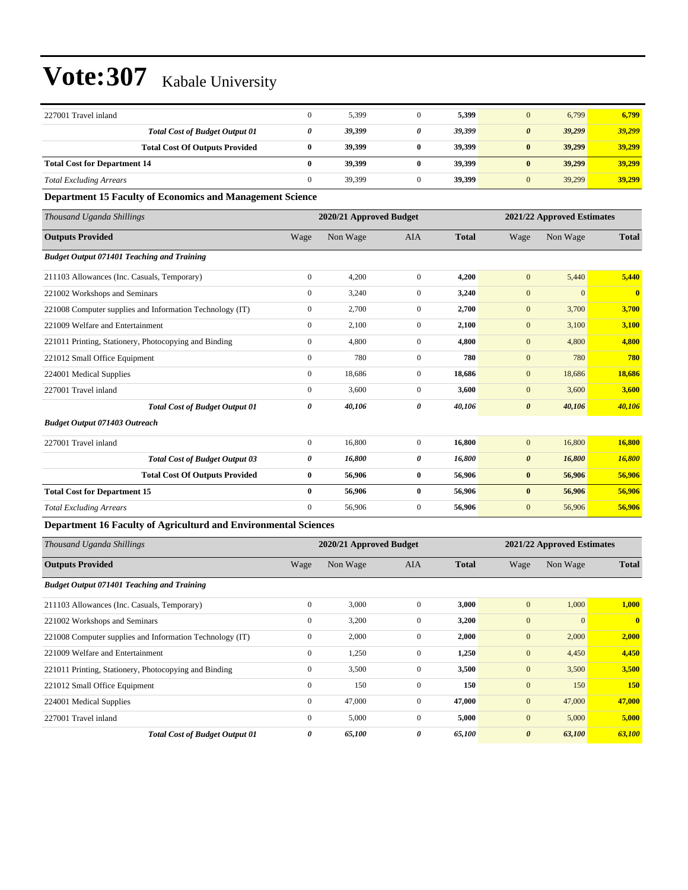# Vote:307 Kabale University

| | | | | | | | |
|---|---|---|---|---|---|---|---|
| 227001 Travel inland | 0 | 5,399 | 0 | **5,399** | 0 | 6,799 | **6,799** |
| ***Total Cost of Budget Output 01*** | ***0*** | ***39,399*** | ***0*** | ***39,399*** | ***0*** | ***39,299*** | ***39,299*** |
| **Total Cost Of Outputs Provided** | **0** | **39,399** | **0** | **39,399** | **0** | **39,299** | **39,299** |
| **Total Cost for Department 14** | **0** | **39,399** | **0** | **39,399** | **0** | **39,299** | **39,299** |
| *Total Excluding Arrears* | 0 | 39,399 | 0 | **39,399** | 0 | 39,299 | **39,299** |

**Department 15 Faculty of Economics and Management Science**

| *Thousand Uganda Shillings* | 2020/21 Approved Budget | | | | 2021/22 Approved Estimates | | |
|---|---|---|---|---|---|---|---|
| **Outputs Provided** | Wage | Non Wage | AIA | **Total** | Wage | Non Wage | **Total** |
| ***Budget Output 071401 Teaching and Training*** | | | | | | | |
| 211103 Allowances (Inc. Casuals, Temporary) | 0 | 4,200 | 0 | **4,200** | 0 | 5,440 | **5,440** |
| 221002 Workshops and Seminars | 0 | 3,240 | 0 | **3,240** | 0 | 0 | **0** |
| 221008 Computer supplies and Information Technology (IT) | 0 | 2,700 | 0 | **2,700** | 0 | 3,700 | **3,700** |
| 221009 Welfare and Entertainment | 0 | 2,100 | 0 | **2,100** | 0 | 3,100 | **3,100** |
| 221011 Printing, Stationery, Photocopying and Binding | 0 | 4,800 | 0 | **4,800** | 0 | 4,800 | **4,800** |
| 221012 Small Office Equipment | 0 | 780 | 0 | **780** | 0 | 780 | **780** |
| 224001 Medical Supplies | 0 | 18,686 | 0 | **18,686** | 0 | 18,686 | **18,686** |
| 227001 Travel inland | 0 | 3,600 | 0 | **3,600** | 0 | 3,600 | **3,600** |
| ***Total Cost of Budget Output 01*** | ***0*** | ***40,106*** | ***0*** | ***40,106*** | ***0*** | ***40,106*** | ***40,106*** |
| ***Budget Output 071403 Outreach*** | | | | | | | |
| 227001 Travel inland | 0 | 16,800 | 0 | **16,800** | 0 | 16,800 | **16,800** |
| ***Total Cost of Budget Output 03*** | ***0*** | ***16,800*** | ***0*** | ***16,800*** | ***0*** | ***16,800*** | ***16,800*** |
| **Total Cost Of Outputs Provided** | **0** | **56,906** | **0** | **56,906** | **0** | **56,906** | **56,906** |
| **Total Cost for Department 15** | **0** | **56,906** | **0** | **56,906** | **0** | **56,906** | **56,906** |
| *Total Excluding Arrears* | 0 | 56,906 | 0 | **56,906** | 0 | 56,906 | **56,906** |

**Department 16 Faculty of Agriculturd and Environmental Sciences**

| *Thousand Uganda Shillings* | 2020/21 Approved Budget | | | | 2021/22 Approved Estimates | | |
|---|---|---|---|---|---|---|---|
| **Outputs Provided** | Wage | Non Wage | AIA | **Total** | Wage | Non Wage | **Total** |
| ***Budget Output 071401 Teaching and Training*** | | | | | | | |
| 211103 Allowances (Inc. Casuals, Temporary) | 0 | 3,000 | 0 | **3,000** | 0 | 1,000 | **1,000** |
| 221002 Workshops and Seminars | 0 | 3,200 | 0 | **3,200** | 0 | 0 | **0** |
| 221008 Computer supplies and Information Technology (IT) | 0 | 2,000 | 0 | **2,000** | 0 | 2,000 | **2,000** |
| 221009 Welfare and Entertainment | 0 | 1,250 | 0 | **1,250** | 0 | 4,450 | **4,450** |
| 221011 Printing, Stationery, Photocopying and Binding | 0 | 3,500 | 0 | **3,500** | 0 | 3,500 | **3,500** |
| 221012 Small Office Equipment | 0 | 150 | 0 | **150** | 0 | 150 | **150** |
| 224001 Medical Supplies | 0 | 47,000 | 0 | **47,000** | 0 | 47,000 | **47,000** |
| 227001 Travel inland | 0 | 5,000 | 0 | **5,000** | 0 | 5,000 | **5,000** |
| ***Total Cost of Budget Output 01*** | ***0*** | ***65,100*** | ***0*** | ***65,100*** | ***0*** | ***63,100*** | ***63,100*** |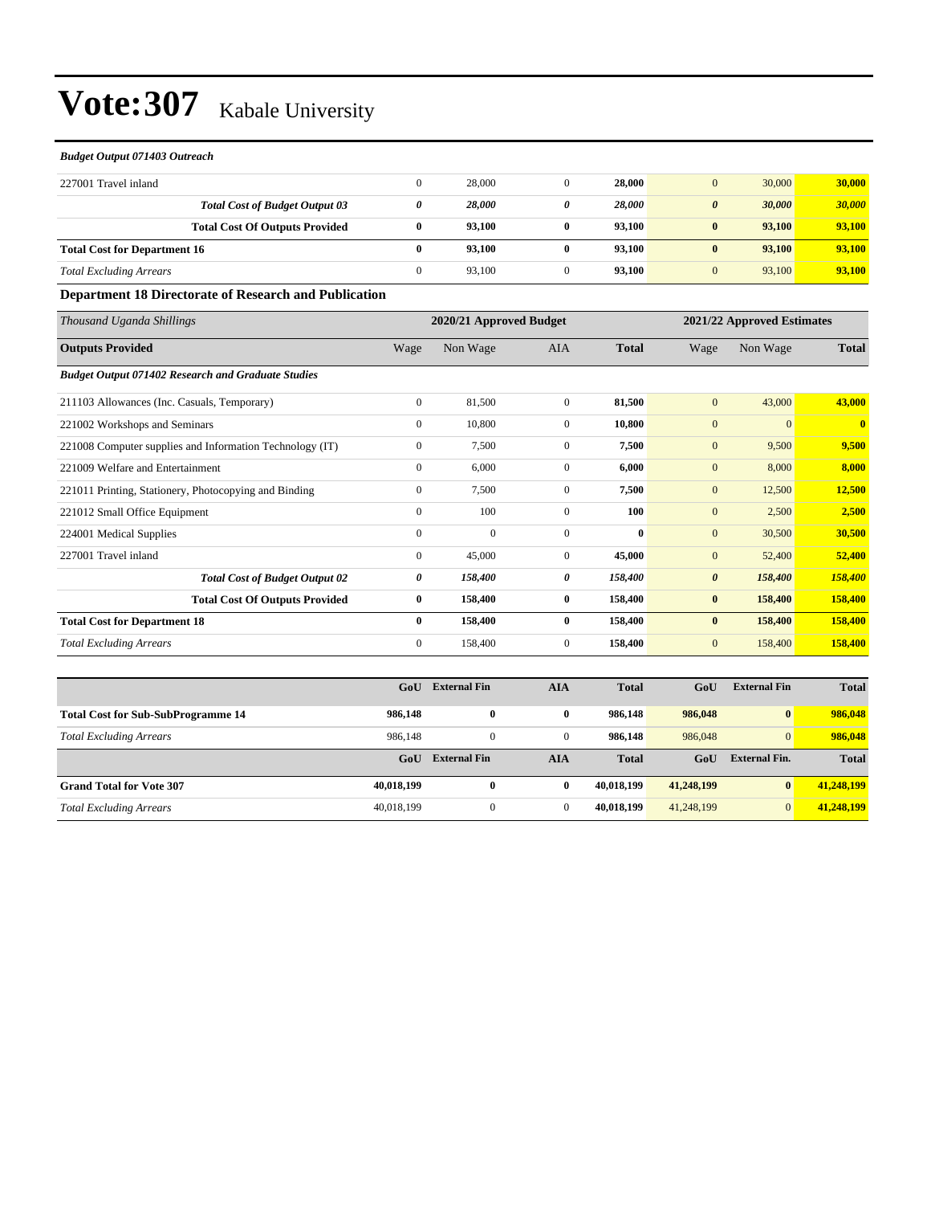# Vote:307 Kabale University

| | | | | | | | |
|---|---|---|---|---|---|---|---|
| ***Budget Output 071403 Outreach*** | | | | | | | |
| 227001 Travel inland | 0 | 28,000 | 0 | **28,000** | 0 | 30,000 | **30,000** |
| ***Total Cost of Budget Output 03*** | ***0*** | ***28,000*** | ***0*** | ***28,000*** | ***0*** | ***30,000*** | ***30,000*** |
| **Total Cost Of Outputs Provided** | **0** | **93,100** | **0** | **93,100** | **0** | **93,100** | **93,100** |
| **Total Cost for Department 16** | **0** | **93,100** | **0** | **93,100** | **0** | **93,100** | **93,100** |
| *Total Excluding Arrears* | 0 | 93,100 | 0 | **93,100** | 0 | 93,100 | **93,100** |

### Department 18 Directorate of Research and Publication

| *Thousand Uganda Shillings* | 2020/21 Approved Budget | | | | 2021/22 Approved Estimates | | |
|---|---|---|---|---|---|---|---|
| **Outputs Provided** | Wage | Non Wage | AIA | **Total** | Wage | Non Wage | **Total** |
| ***Budget Output 071402 Research and Graduate Studies*** | | | | | | | |
| 211103 Allowances (Inc. Casuals, Temporary) | 0 | 81,500 | 0 | **81,500** | 0 | 43,000 | **43,000** |
| 221002 Workshops and Seminars | 0 | 10,800 | 0 | **10,800** | 0 | 0 | **0** |
| 221008 Computer supplies and Information Technology (IT) | 0 | 7,500 | 0 | **7,500** | 0 | 9,500 | **9,500** |
| 221009 Welfare and Entertainment | 0 | 6,000 | 0 | **6,000** | 0 | 8,000 | **8,000** |
| 221011 Printing, Stationery, Photocopying and Binding | 0 | 7,500 | 0 | **7,500** | 0 | 12,500 | **12,500** |
| 221012 Small Office Equipment | 0 | 100 | 0 | **100** | 0 | 2,500 | **2,500** |
| 224001 Medical Supplies | 0 | 0 | 0 | **0** | 0 | 30,500 | **30,500** |
| 227001 Travel inland | 0 | 45,000 | 0 | **45,000** | 0 | 52,400 | **52,400** |
| ***Total Cost of Budget Output 02*** | ***0*** | ***158,400*** | ***0*** | ***158,400*** | ***0*** | ***158,400*** | ***158,400*** |
| **Total Cost Of Outputs Provided** | **0** | **158,400** | **0** | **158,400** | **0** | **158,400** | **158,400** |
| **Total Cost for Department 18** | **0** | **158,400** | **0** | **158,400** | **0** | **158,400** | **158,400** |
| *Total Excluding Arrears* | 0 | 158,400 | 0 | **158,400** | 0 | 158,400 | **158,400** |

| | GoU | External Fin | AIA | Total | GoU | External Fin | Total |
|---|---|---|---|---|---|---|---|
| **Total Cost for Sub-SubProgramme 14** | **986,148** | **0** | **0** | **986,148** | **986,048** | **0** | **986,048** |
| *Total Excluding Arrears* | 986,148 | 0 | 0 | **986,148** | 986,048 | 0 | **986,048** |
| | **GoU** | **External Fin** | **AIA** | **Total** | **GoU** | **External Fin.** | **Total** |
| **Grand Total for Vote 307** | **40,018,199** | **0** | **0** | **40,018,199** | **41,248,199** | **0** | **41,248,199** |
| *Total Excluding Arrears* | 40,018,199 | 0 | 0 | **40,018,199** | 41,248,199 | 0 | **41,248,199** |